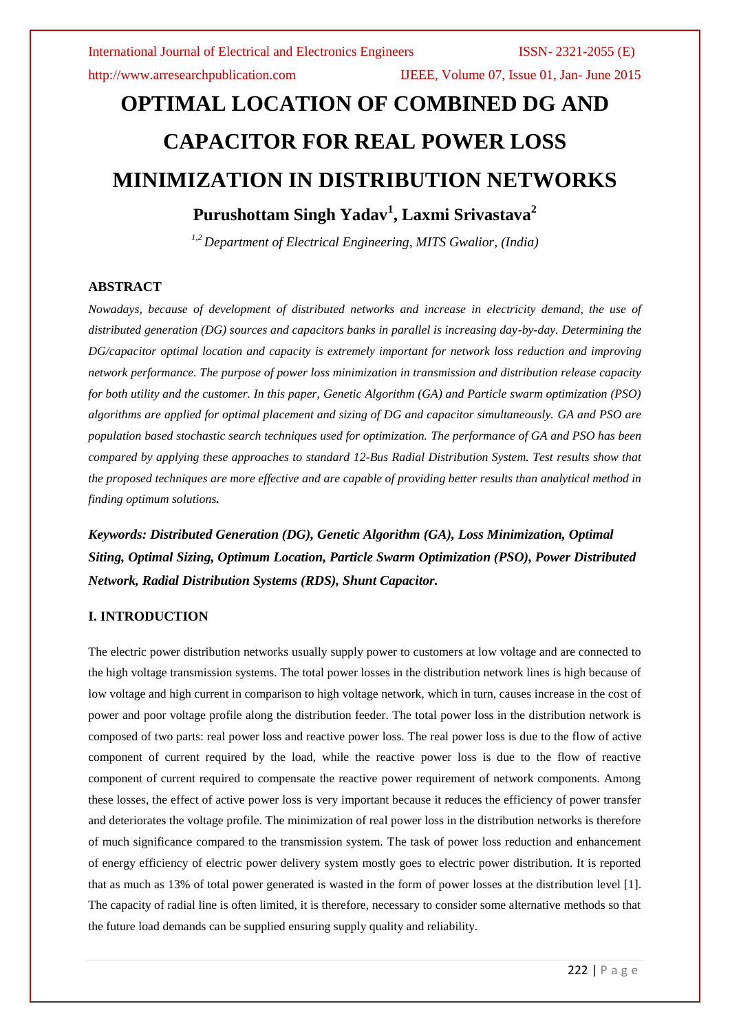# OPTIMAL LOCATION OF COMBINED DG AND CAPACITOR FOR REAL POWER LOSS MINIMIZATION IN DISTRIBUTION NETWORKS

**Purushottam Singh Yadav[1], Laxmi Srivastava[2]**

*[1,2] Department of Electrical Engineering, MITS Gwalior, (India)*

## ABSTRACT

*Nowadays, because of development of distributed networks and increase in electricity demand, the use of distributed generation (DG) sources and capacitors banks in parallel is increasing day-by-day. Determining the DG/capacitor optimal location and capacity is extremely important for network loss reduction and improving network performance. The purpose of power loss minimization in transmission and distribution release capacity for both utility and the customer. In this paper, Genetic Algorithm (GA) and Particle swarm optimization (PSO) algorithms are applied for optimal placement and sizing of DG and capacitor simultaneously. GA and PSO are population based stochastic search techniques used for optimization. The performance of GA and PSO has been compared by applying these approaches to standard 12-Bus Radial Distribution System. Test results show that the proposed techniques are more effective and are capable of providing better results than analytical method in finding optimum solutions.*

***Keywords: Distributed Generation (DG), Genetic Algorithm (GA), Loss Minimization, Optimal Siting, Optimal Sizing, Optimum Location, Particle Swarm Optimization (PSO), Power Distributed Network, Radial Distribution Systems (RDS), Shunt Capacitor.***

## I. INTRODUCTION

The electric power distribution networks usually supply power to customers at low voltage and are connected to the high voltage transmission systems. The total power losses in the distribution network lines is high because of low voltage and high current in comparison to high voltage network, which in turn, causes increase in the cost of power and poor voltage profile along the distribution feeder. The total power loss in the distribution network is composed of two parts: real power loss and reactive power loss. The real power loss is due to the flow of active component of current required by the load, while the reactive power loss is due to the flow of reactive component of current required to compensate the reactive power requirement of network components. Among these losses, the effect of active power loss is very important because it reduces the efficiency of power transfer and deteriorates the voltage profile. The minimization of real power loss in the distribution networks is therefore of much significance compared to the transmission system. The task of power loss reduction and enhancement of energy efficiency of electric power delivery system mostly goes to electric power distribution. It is reported that as much as 13% of total power generated is wasted in the form of power losses at the distribution level [1]. The capacity of radial line is often limited, it is therefore, necessary to consider some alternative methods so that the future load demands can be supplied ensuring supply quality and reliability.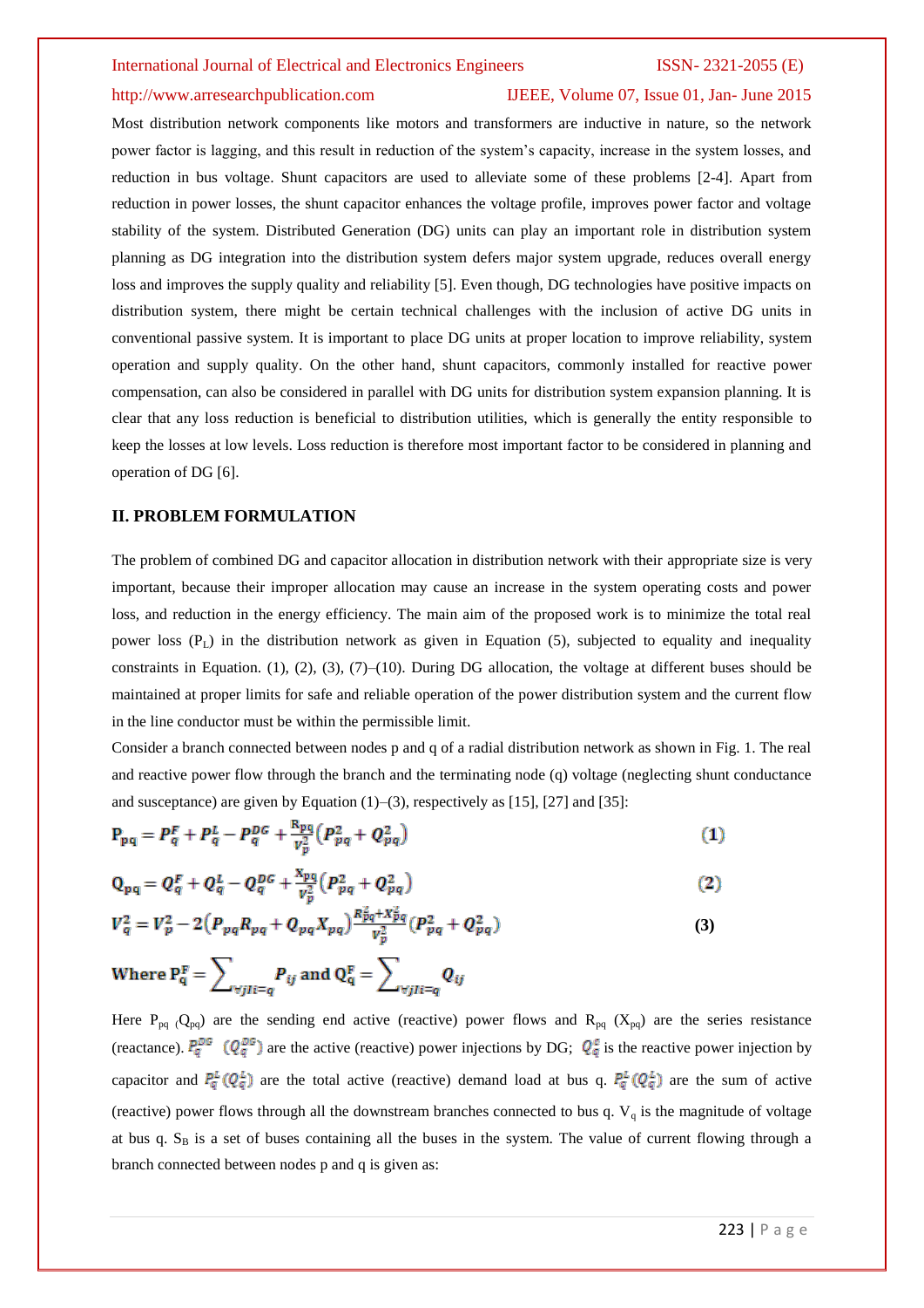Most distribution network components like motors and transformers are inductive in nature, so the network power factor is lagging, and this result in reduction of the system's capacity, increase in the system losses, and reduction in bus voltage. Shunt capacitors are used to alleviate some of these problems [2-4]. Apart from reduction in power losses, the shunt capacitor enhances the voltage profile, improves power factor and voltage stability of the system. Distributed Generation (DG) units can play an important role in distribution system planning as DG integration into the distribution system defers major system upgrade, reduces overall energy loss and improves the supply quality and reliability [5]. Even though, DG technologies have positive impacts on distribution system, there might be certain technical challenges with the inclusion of active DG units in conventional passive system. It is important to place DG units at proper location to improve reliability, system operation and supply quality. On the other hand, shunt capacitors, commonly installed for reactive power compensation, can also be considered in parallel with DG units for distribution system expansion planning. It is clear that any loss reduction is beneficial to distribution utilities, which is generally the entity responsible to keep the losses at low levels. Loss reduction is therefore most important factor to be considered in planning and operation of DG [6].

## II. PROBLEM FORMULATION

The problem of combined DG and capacitor allocation in distribution network with their appropriate size is very important, because their improper allocation may cause an increase in the system operating costs and power loss, and reduction in the energy efficiency. The main aim of the proposed work is to minimize the total real power loss ($P_L$) in the distribution network as given in Equation (5), subjected to equality and inequality constraints in Equation. (1), (2), (3), (7)–(10). During DG allocation, the voltage at different buses should be maintained at proper limits for safe and reliable operation of the power distribution system and the current flow in the line conductor must be within the permissible limit.

Consider a branch connected between nodes p and q of a radial distribution network as shown in Fig. 1. The real and reactive power flow through the branch and the terminating node (q) voltage (neglecting shunt conductance and susceptance) are given by Equation (1)–(3), respectively as [15], [27] and [35]:

$$\mathrm{P_{pq}} = P_q^F + P_q^L - P_q^{DG} + \frac{\mathrm{R_{pq}}}{V_p^2}\left(P_{pq}^2 + Q_{pq}^2\right) \tag{1}$$

$$\mathrm{Q_{pq}} = Q_q^F + Q_q^L - Q_q^{DG} + \frac{\mathrm{X_{pq}}}{V_p^2}\left(P_{pq}^2 + Q_{pq}^2\right) \tag{2}$$

$$V_q^2 = V_p^2 - 2\left(P_{pq}R_{pq} + Q_{pq}X_{pq}\right)\frac{R_{pq}^2 + X_{pq}^2}{V_p^2}\left(P_{pq}^2 + Q_{pq}^2\right) \tag{3}$$

$$\text{Where } \mathrm{P_q^F} = \sum_{\forall j l i = q} P_{ij} \text{ and } \mathrm{Q_q^F} = \sum_{\forall j l i = q} Q_{ij}$$

Here $P_{pq}$ ($Q_{pq}$) are the sending end active (reactive) power flows and $R_{pq}$ ($X_{pq}$) are the series resistance (reactance). $P_q^{DG}$ ($Q_q^{DG}$) are the active (reactive) power injections by DG; $Q_q^c$ is the reactive power injection by capacitor and $P_q^L$ ($Q_q^L$) are the total active (reactive) demand load at bus q. $P_q^F$ ($Q_q^F$) are the sum of active (reactive) power flows through all the downstream branches connected to bus q. $V_q$ is the magnitude of voltage at bus q. $S_B$ is a set of buses containing all the buses in the system. The value of current flowing through a branch connected between nodes p and q is given as: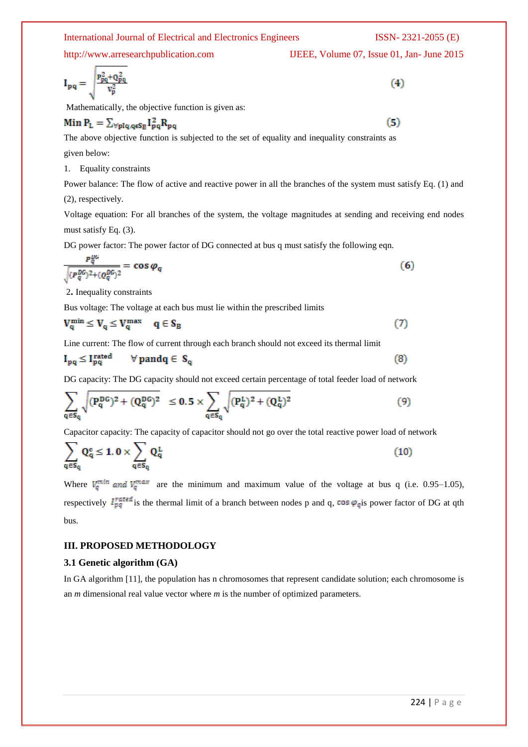$$I_{pq} = \sqrt{\frac{P_{pq}^2 + Q_{pq}^2}{V_p^2}} \quad (4)$$

Mathematically, the objective function is given as:

$$\text{Min } P_L = \sum_{\forall p I q, q \in S_B} I_{pq}^2 R_{pq} \quad (5)$$

The above objective function is subjected to the set of equality and inequality constraints as given below:

1. Equality constraints

Power balance: The flow of active and reactive power in all the branches of the system must satisfy Eq. (1) and (2), respectively.

Voltage equation: For all branches of the system, the voltage magnitudes at sending and receiving end nodes must satisfy Eq. (3).

DG power factor: The power factor of DG connected at bus q must satisfy the following eqn.

$$\frac{P_q^{DG}}{\sqrt{(P_q^{DG})^2 + (Q_q^{DG})^2}} = \cos\varphi_q \quad (6)$$

2. Inequality constraints

Bus voltage: The voltage at each bus must lie within the prescribed limits

$$V_q^{min} \leq V_q \leq V_q^{max} \quad q \in S_B \quad (7)$$

Line current: The flow of current through each branch should not exceed its thermal limit

$$I_{pq} \leq I_{pq}^{rated} \quad \forall \text{ p and q} \in S_q \quad (8)$$

DG capacity: The DG capacity should not exceed certain percentage of total feeder load of network

$$\sum_{q \in S_q} \sqrt{(P_q^{DG})^2 + (Q_q^{DG})^2} \leq 0.5 \times \sum_{q \in S_q} \sqrt{(P_q^L)^2 + (Q_q^L)^2} \quad (9)$$

Capacitor capacity: The capacity of capacitor should not go over the total reactive power load of network

$$\sum_{q \in S_q} Q_q^c \leq 1.0 \times \sum_{q \in S_q} Q_q^L \quad (10)$$

Where $V_q^{min}$ and $V_q^{max}$ are the minimum and maximum value of the voltage at bus q (i.e. 0.95–1.05), respectively $I_{pq}^{rated}$ is the thermal limit of a branch between nodes p and q, $\cos\varphi_q$ is power factor of DG at qth bus.

## III. PROPOSED METHODOLOGY

### 3.1 Genetic algorithm (GA)

In GA algorithm [11], the population has n chromosomes that represent candidate solution; each chromosome is an *m* dimensional real value vector where *m* is the number of optimized parameters.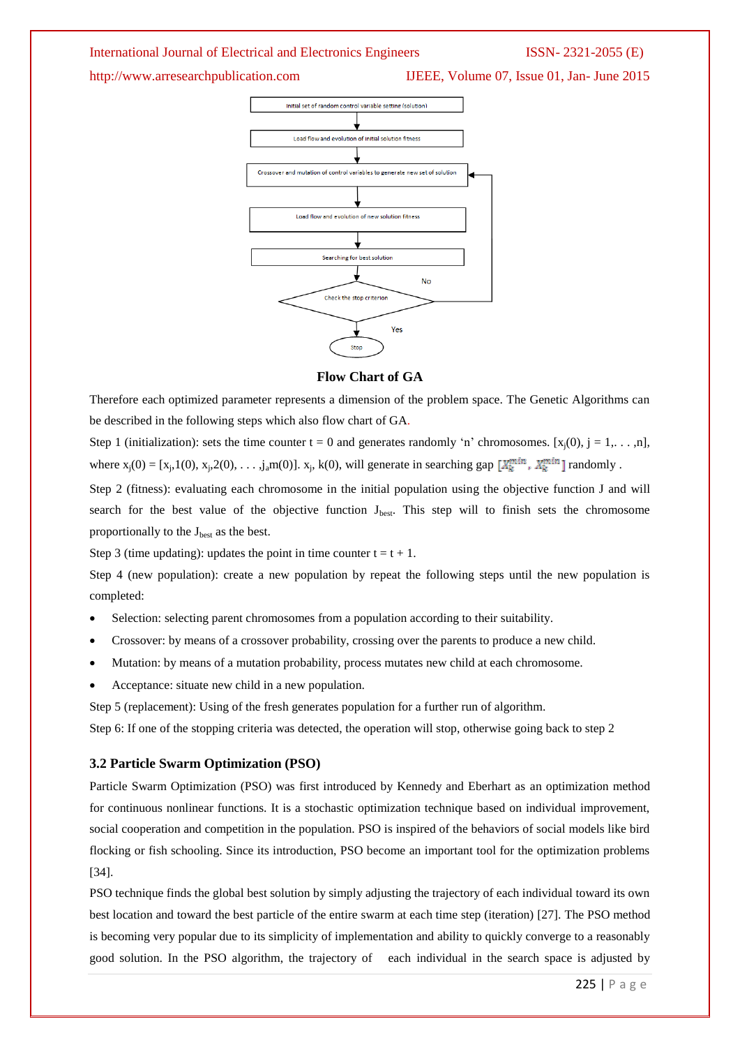Flow Chart of GA

Therefore each optimized parameter represents a dimension of the problem space. The Genetic Algorithms can be described in the following steps which also flow chart of GA.

Step 1 (initialization): sets the time counter t = 0 and generates randomly 'n' chromosomes. $[x_j(0), j = 1, \ldots, n]$, where $x_j(0) = [x_j,1(0), x_j,2(0), \ldots, j_a m(0)]$. $x_j$, k(0), will generate in searching gap $[X_k^{min}, X_k^{min}]$ randomly .

Step 2 (fitness): evaluating each chromosome in the initial population using the objective function J and will search for the best value of the objective function $J_{best}$. This step will to finish sets the chromosome proportionally to the $J_{best}$ as the best.

Step 3 (time updating): updates the point in time counter t = t + 1.

Step 4 (new population): create a new population by repeat the following steps until the new population is completed:

- Selection: selecting parent chromosomes from a population according to their suitability.
- Crossover: by means of a crossover probability, crossing over the parents to produce a new child.
- Mutation: by means of a mutation probability, process mutates new child at each chromosome.
- Acceptance: situate new child in a new population.

Step 5 (replacement): Using of the fresh generates population for a further run of algorithm.

Step 6: If one of the stopping criteria was detected, the operation will stop, otherwise going back to step 2

### 3.2 Particle Swarm Optimization (PSO)

Particle Swarm Optimization (PSO) was first introduced by Kennedy and Eberhart as an optimization method for continuous nonlinear functions. It is a stochastic optimization technique based on individual improvement, social cooperation and competition in the population. PSO is inspired of the behaviors of social models like bird flocking or fish schooling. Since its introduction, PSO become an important tool for the optimization problems [34].

PSO technique finds the global best solution by simply adjusting the trajectory of each individual toward its own best location and toward the best particle of the entire swarm at each time step (iteration) [27]. The PSO method is becoming very popular due to its simplicity of implementation and ability to quickly converge to a reasonably good solution. In the PSO algorithm, the trajectory of each individual in the search space is adjusted by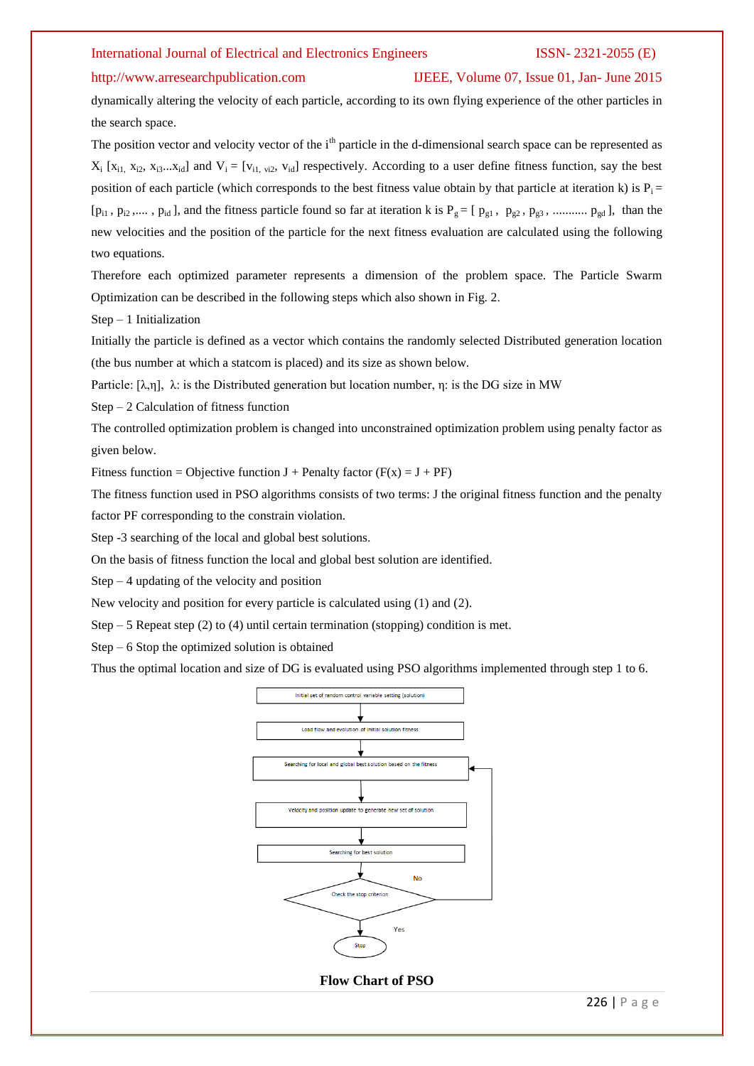dynamically altering the velocity of each particle, according to its own flying experience of the other particles in the search space.

The position vector and velocity vector of the $i^{th}$ particle in the d-dimensional search space can be represented as $X_i$ [$x_{i1}$, $x_{i2}$, $x_{i3}$...$x_{id}$] and $V_i$ = [$v_{i1}$, $v_{i2}$, $v_{id}$] respectively. According to a user define fitness function, say the best position of each particle (which corresponds to the best fitness value obtain by that particle at iteration k) is $P_i$ = [$p_{i1}$ , $p_{i2}$ ,.... , $p_{id}$ ], and the fitness particle found so far at iteration k is $P_g$ = [ $p_{g1}$ , $p_{g2}$ , $p_{g3}$ , .......... $p_{gd}$ ], than the new velocities and the position of the particle for the next fitness evaluation are calculated using the following two equations.

Therefore each optimized parameter represents a dimension of the problem space. The Particle Swarm Optimization can be described in the following steps which also shown in Fig. 2.

Step – 1 Initialization

Initially the particle is defined as a vector which contains the randomly selected Distributed generation location (the bus number at which a statcom is placed) and its size as shown below.

Particle: [λ,η], λ: is the Distributed generation but location number, η: is the DG size in MW

Step – 2 Calculation of fitness function

The controlled optimization problem is changed into unconstrained optimization problem using penalty factor as given below.

Fitness function = Objective function J + Penalty factor (F(x) = J + PF)

The fitness function used in PSO algorithms consists of two terms: J the original fitness function and the penalty factor PF corresponding to the constrain violation.

Step -3 searching of the local and global best solutions.

On the basis of fitness function the local and global best solution are identified.

Step – 4 updating of the velocity and position

New velocity and position for every particle is calculated using (1) and (2).

Step – 5 Repeat step (2) to (4) until certain termination (stopping) condition is met.

Step – 6 Stop the optimized solution is obtained

Thus the optimal location and size of DG is evaluated using PSO algorithms implemented through step 1 to 6.

Initial set of random control variable setting (solution)

Load flow and evolution of initial solution fitness

Searching for local and global best solution based on the fitness

Velocity and position update to generate new set of solution

Searching for best solution

Check the stop criterion

No

Yes

Stop

**Flow Chart of PSO**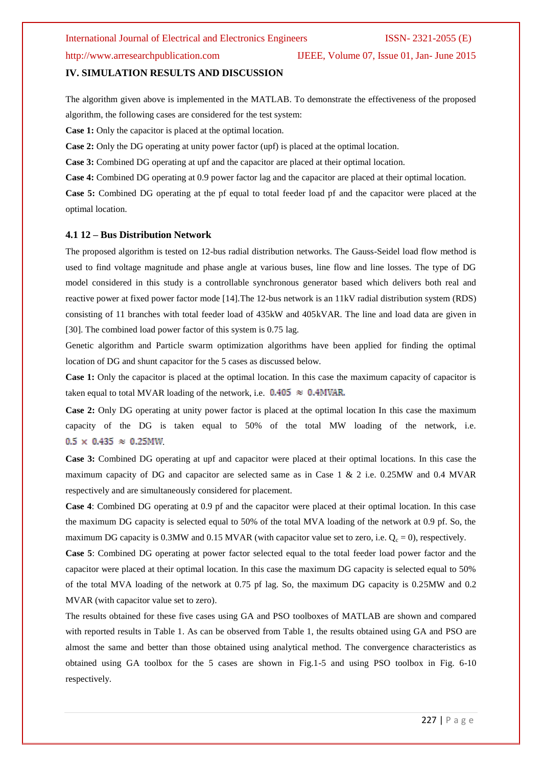## IV. SIMULATION RESULTS AND DISCUSSION

The algorithm given above is implemented in the MATLAB. To demonstrate the effectiveness of the proposed algorithm, the following cases are considered for the test system:

**Case 1:** Only the capacitor is placed at the optimal location.

**Case 2:** Only the DG operating at unity power factor (upf) is placed at the optimal location.

**Case 3:** Combined DG operating at upf and the capacitor are placed at their optimal location.

**Case 4:** Combined DG operating at 0.9 power factor lag and the capacitor are placed at their optimal location.

**Case 5:** Combined DG operating at the pf equal to total feeder load pf and the capacitor were placed at the optimal location.

### 4.1 12 – Bus Distribution Network

The proposed algorithm is tested on 12-bus radial distribution networks. The Gauss-Seidel load flow method is used to find voltage magnitude and phase angle at various buses, line flow and line losses. The type of DG model considered in this study is a controllable synchronous generator based which delivers both real and reactive power at fixed power factor mode [14].The 12-bus network is an 11kV radial distribution system (RDS) consisting of 11 branches with total feeder load of 435kW and 405kVAR. The line and load data are given in [30]. The combined load power factor of this system is 0.75 lag.

Genetic algorithm and Particle swarm optimization algorithms have been applied for finding the optimal location of DG and shunt capacitor for the 5 cases as discussed below.

**Case 1:** Only the capacitor is placed at the optimal location. In this case the maximum capacity of capacitor is taken equal to total MVAR loading of the network, i.e. $0.405 \approx 0.4\text{MVAR}$.

**Case 2:** Only DG operating at unity power factor is placed at the optimal location In this case the maximum capacity of the DG is taken equal to 50% of the total MW loading of the network, i.e. $0.5 \times 0.435 \approx 0.25\text{MW}$.

**Case 3:** Combined DG operating at upf and capacitor were placed at their optimal locations. In this case the maximum capacity of DG and capacitor are selected same as in Case 1 & 2 i.e. 0.25MW and 0.4 MVAR respectively and are simultaneously considered for placement.

**Case 4**: Combined DG operating at 0.9 pf and the capacitor were placed at their optimal location. In this case the maximum DG capacity is selected equal to 50% of the total MVA loading of the network at 0.9 pf. So, the maximum DG capacity is 0.3MW and 0.15 MVAR (with capacitor value set to zero, i.e. $Q_c = 0$), respectively.

**Case 5**: Combined DG operating at power factor selected equal to the total feeder load power factor and the capacitor were placed at their optimal location. In this case the maximum DG capacity is selected equal to 50% of the total MVA loading of the network at 0.75 pf lag. So, the maximum DG capacity is 0.25MW and 0.2 MVAR (with capacitor value set to zero).

The results obtained for these five cases using GA and PSO toolboxes of MATLAB are shown and compared with reported results in Table 1. As can be observed from Table 1, the results obtained using GA and PSO are almost the same and better than those obtained using analytical method. The convergence characteristics as obtained using GA toolbox for the 5 cases are shown in Fig.1-5 and using PSO toolbox in Fig. 6-10 respectively.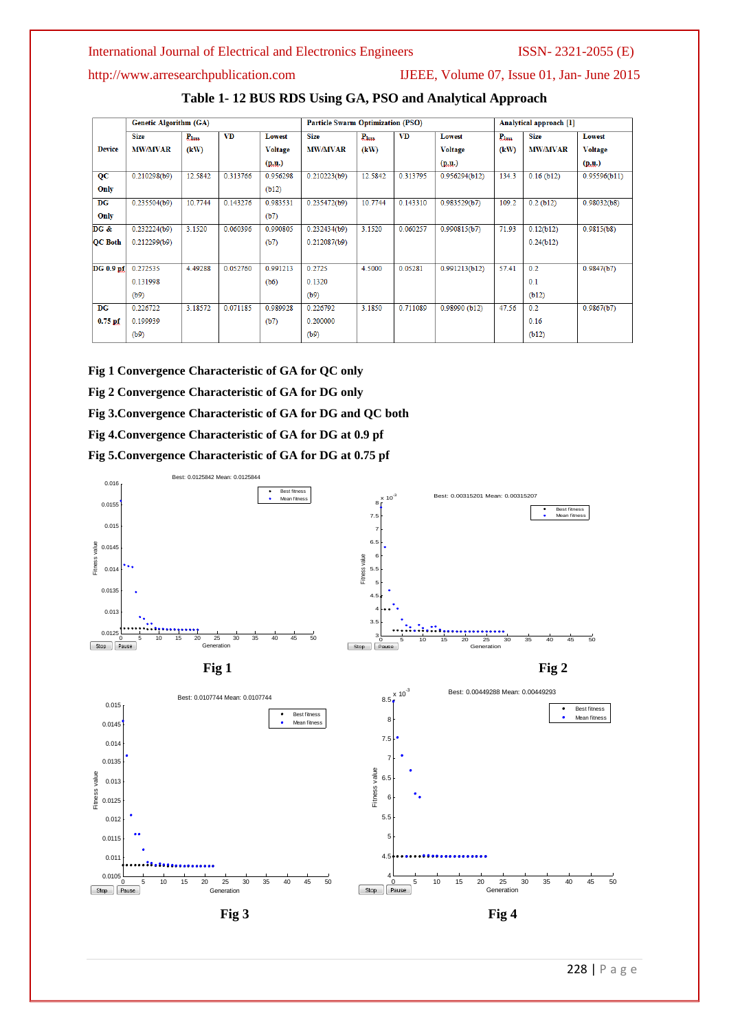**Table 1- 12 BUS RDS Using GA, PSO and Analytical Approach**

| Device | Genetic Algorithm (GA) | | | | Particle Swarm Optimization (PSO) | | | | Analytical approach [1] | | |
|---|---|---|---|---|---|---|---|---|---|---|---|
| | Size MW/MVAR | $P_{loss}$ (kW) | VD | Lowest Voltage (p.u.) | Size MW/MVAR | $P_{loss}$ (kW) | VD | Lowest Voltage (p.u.) | $P_{loss}$ (kW) | Size MW/MVAR | Lowest Voltage (p.u.) |
| QC Only | 0.210298(b9) | 12.5842 | 0.313766 | 0.956298 (b12) | 0.210223(b9) | 12.5842 | 0.313795 | 0.956294(b12) | 134.3 | 0.16 (b12) | 0.95596(b11) |
| DG Only | 0.235504(b9) | 10.7744 | 0.143276 | 0.983531 (b7) | 0.235472(b9) | 10.7744 | 0.143310 | 0.983529(b7) | 109.2 | 0.2 (b12) | 0.98032(b8) |
| DG & QC Both | 0.232224(b9) 0.212299(b9) | 3.1520 | 0.060396 | 0.990805 (b7) | 0.232434(b9) 0.212087(b9) | 3.1520 | 0.060257 | 0.990815(b7) | 71.93 | 0.12(b12) 0.24(b12) | 0.9815(b8) |
| DG 0.9 pf | 0.272535 0.131998 (b9) | 4.49288 | 0.052760 | 0.991213 (b6) | 0.2725 0.1320 (b9) | 4.5000 | 0.05281 | 0.991213(b12) | 57.41 | 0.2 0.1 (b12) | 0.9847(b7) |
| DG 0.75 pf | 0.226722 0.199939 (b9) | 3.18572 | 0.071185 | 0.989928 (b7) | 0.226792 0.200000 (b9) | 3.1850 | 0.711089 | 0.98990 (b12) | 47.56 | 0.2 0.16 (b12) | 0.9867(b7) |

**Fig 1 Convergence Characteristic of GA for QC only**

**Fig 2 Convergence Characteristic of GA for DG only**

**Fig 3.Convergence Characteristic of GA for DG and QC both**

**Fig 4.Convergence Characteristic of GA for DG at 0.9 pf**

**Fig 5.Convergence Characteristic of GA for DG at 0.75 pf**

**Fig 1**

**Fig 2**

**Fig 3**

**Fig 4**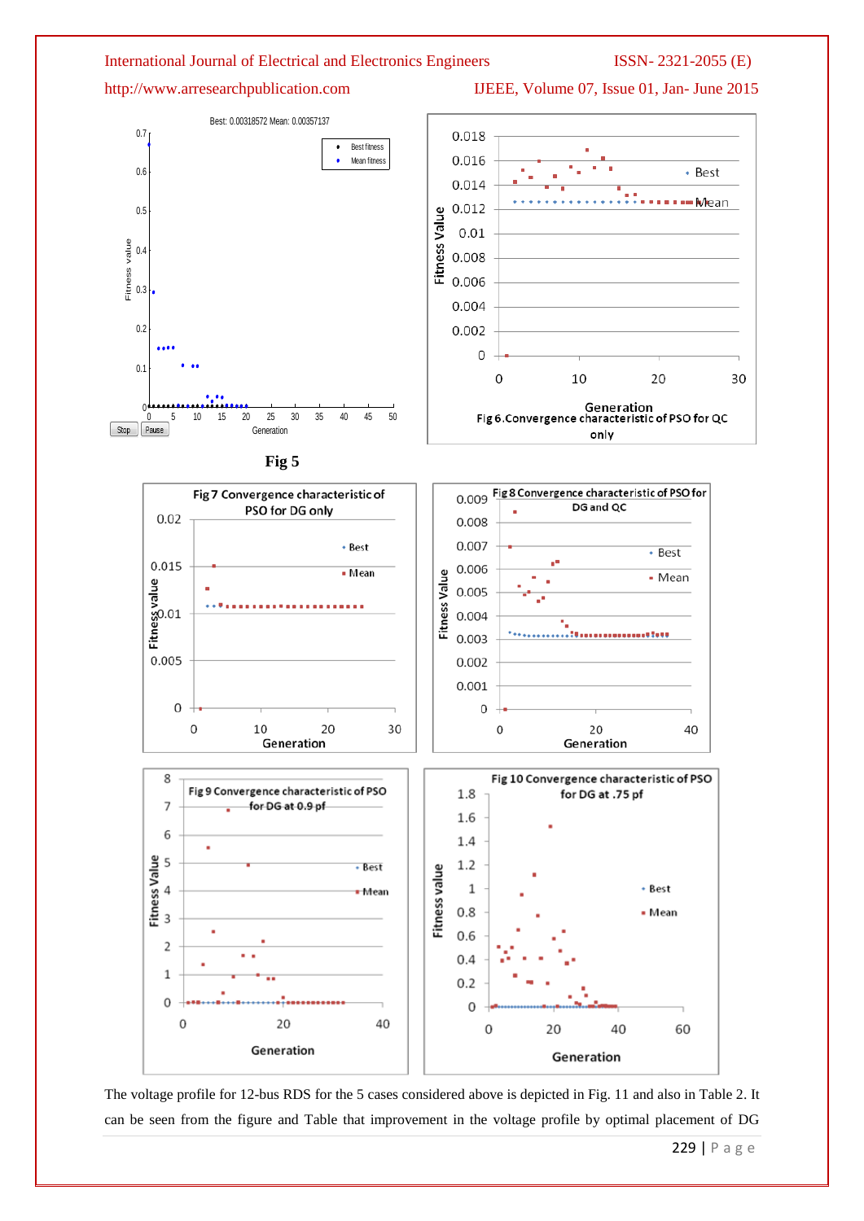Fig 5

Fig 6.Convergence characteristic of PSO for QC only

Fig 7 Convergence characteristic of PSO for DG only

Fig 8 Convergence characteristic of PSO for DG and QC

Fig 9 Convergence characteristic of PSO for DG at 0.9 pf

Fig 10 Convergence characteristic of PSO for DG at .75 pf

The voltage profile for 12-bus RDS for the 5 cases considered above is depicted in Fig. 11 and also in Table 2. It can be seen from the figure and Table that improvement in the voltage profile by optimal placement of DG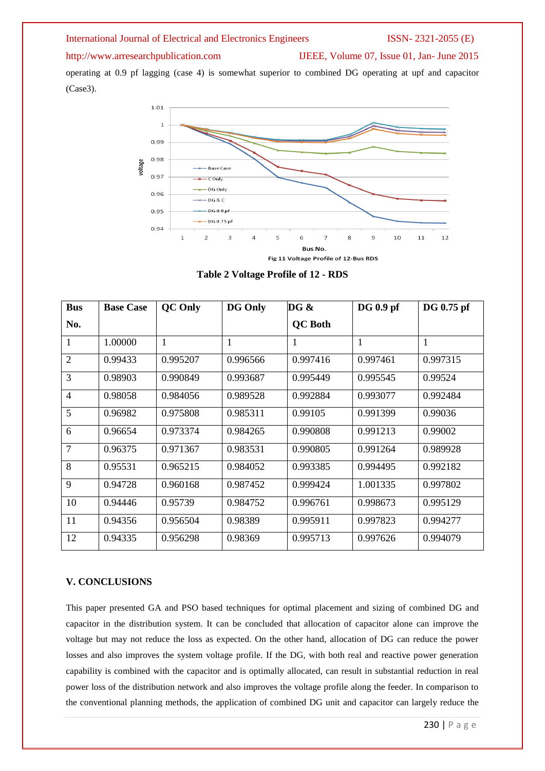operating at 0.9 pf lagging (case 4) is somewhat superior to combined DG operating at upf and capacitor (Case3).

Fig 11 Voltage Profile of 12-Bus RDS

**Table 2 Voltage Profile of 12 - RDS**

| Bus No. | Base Case | QC Only | DG Only | DG & QC Both | DG 0.9 pf | DG 0.75 pf |
|---|---|---|---|---|---|---|
| 1 | 1.00000 | 1 | 1 | 1 | 1 | 1 |
| 2 | 0.99433 | 0.995207 | 0.996566 | 0.997416 | 0.997461 | 0.997315 |
| 3 | 0.98903 | 0.990849 | 0.993687 | 0.995449 | 0.995545 | 0.99524 |
| 4 | 0.98058 | 0.984056 | 0.989528 | 0.992884 | 0.993077 | 0.992484 |
| 5 | 0.96982 | 0.975808 | 0.985311 | 0.99105 | 0.991399 | 0.99036 |
| 6 | 0.96654 | 0.973374 | 0.984265 | 0.990808 | 0.991213 | 0.99002 |
| 7 | 0.96375 | 0.971367 | 0.983531 | 0.990805 | 0.991264 | 0.989928 |
| 8 | 0.95531 | 0.965215 | 0.984052 | 0.993385 | 0.994495 | 0.992182 |
| 9 | 0.94728 | 0.960168 | 0.987452 | 0.999424 | 1.001335 | 0.997802 |
| 10 | 0.94446 | 0.95739 | 0.984752 | 0.996761 | 0.998673 | 0.995129 |
| 11 | 0.94356 | 0.956504 | 0.98389 | 0.995911 | 0.997823 | 0.994277 |
| 12 | 0.94335 | 0.956298 | 0.98369 | 0.995713 | 0.997626 | 0.994079 |

## V. CONCLUSIONS

This paper presented GA and PSO based techniques for optimal placement and sizing of combined DG and capacitor in the distribution system. It can be concluded that allocation of capacitor alone can improve the voltage but may not reduce the loss as expected. On the other hand, allocation of DG can reduce the power losses and also improves the system voltage profile. If the DG, with both real and reactive power generation capability is combined with the capacitor and is optimally allocated, can result in substantial reduction in real power loss of the distribution network and also improves the voltage profile along the feeder. In comparison to the conventional planning methods, the application of combined DG unit and capacitor can largely reduce the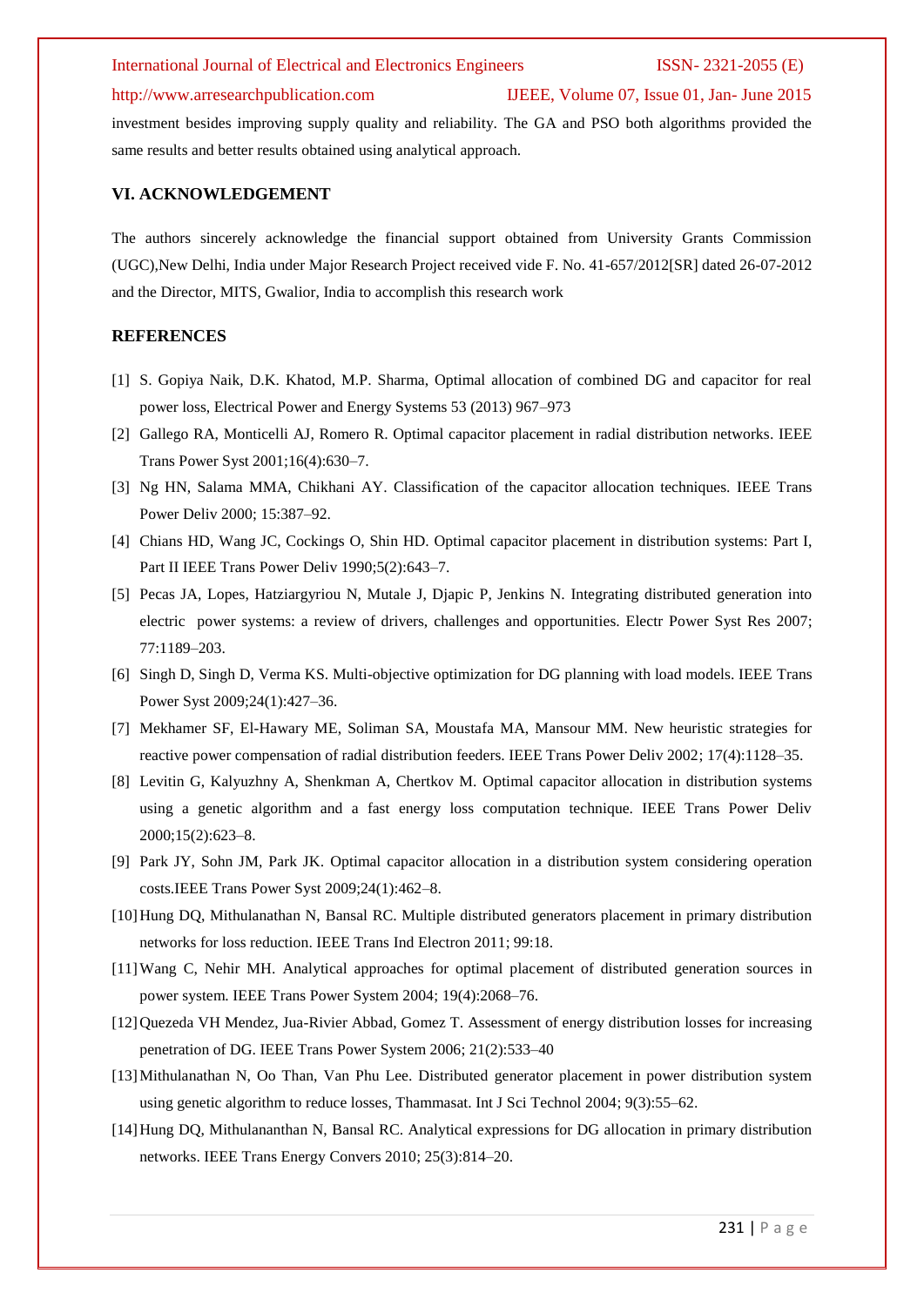investment besides improving supply quality and reliability. The GA and PSO both algorithms provided the same results and better results obtained using analytical approach.

## VI. ACKNOWLEDGEMENT

The authors sincerely acknowledge the financial support obtained from University Grants Commission (UGC),New Delhi, India under Major Research Project received vide F. No. 41-657/2012[SR] dated 26-07-2012 and the Director, MITS, Gwalior, India to accomplish this research work

## REFERENCES

[1] S. Gopiya Naik, D.K. Khatod, M.P. Sharma, Optimal allocation of combined DG and capacitor for real power loss, Electrical Power and Energy Systems 53 (2013) 967–973

[2] Gallego RA, Monticelli AJ, Romero R. Optimal capacitor placement in radial distribution networks. IEEE Trans Power Syst 2001;16(4):630–7.

[3] Ng HN, Salama MMA, Chikhani AY. Classification of the capacitor allocation techniques. IEEE Trans Power Deliv 2000; 15:387–92.

[4] Chians HD, Wang JC, Cockings O, Shin HD. Optimal capacitor placement in distribution systems: Part I, Part II IEEE Trans Power Deliv 1990;5(2):643–7.

[5] Pecas JA, Lopes, Hatziargyriou N, Mutale J, Djapic P, Jenkins N. Integrating distributed generation into electric power systems: a review of drivers, challenges and opportunities. Electr Power Syst Res 2007; 77:1189–203.

[6] Singh D, Singh D, Verma KS. Multi-objective optimization for DG planning with load models. IEEE Trans Power Syst 2009;24(1):427–36.

[7] Mekhamer SF, El-Hawary ME, Soliman SA, Moustafa MA, Mansour MM. New heuristic strategies for reactive power compensation of radial distribution feeders. IEEE Trans Power Deliv 2002; 17(4):1128–35.

[8] Levitin G, Kalyuzhny A, Shenkman A, Chertkov M. Optimal capacitor allocation in distribution systems using a genetic algorithm and a fast energy loss computation technique. IEEE Trans Power Deliv 2000;15(2):623–8.

[9] Park JY, Sohn JM, Park JK. Optimal capacitor allocation in a distribution system considering operation costs.IEEE Trans Power Syst 2009;24(1):462–8.

[10] Hung DQ, Mithulanathan N, Bansal RC. Multiple distributed generators placement in primary distribution networks for loss reduction. IEEE Trans Ind Electron 2011; 99:18.

[11] Wang C, Nehir MH. Analytical approaches for optimal placement of distributed generation sources in power system. IEEE Trans Power System 2004; 19(4):2068–76.

[12] Quezeda VH Mendez, Jua-Rivier Abbad, Gomez T. Assessment of energy distribution losses for increasing penetration of DG. IEEE Trans Power System 2006; 21(2):533–40

[13] Mithulanathan N, Oo Than, Van Phu Lee. Distributed generator placement in power distribution system using genetic algorithm to reduce losses, Thammasat. Int J Sci Technol 2004; 9(3):55–62.

[14] Hung DQ, Mithulananthan N, Bansal RC. Analytical expressions for DG allocation in primary distribution networks. IEEE Trans Energy Convers 2010; 25(3):814–20.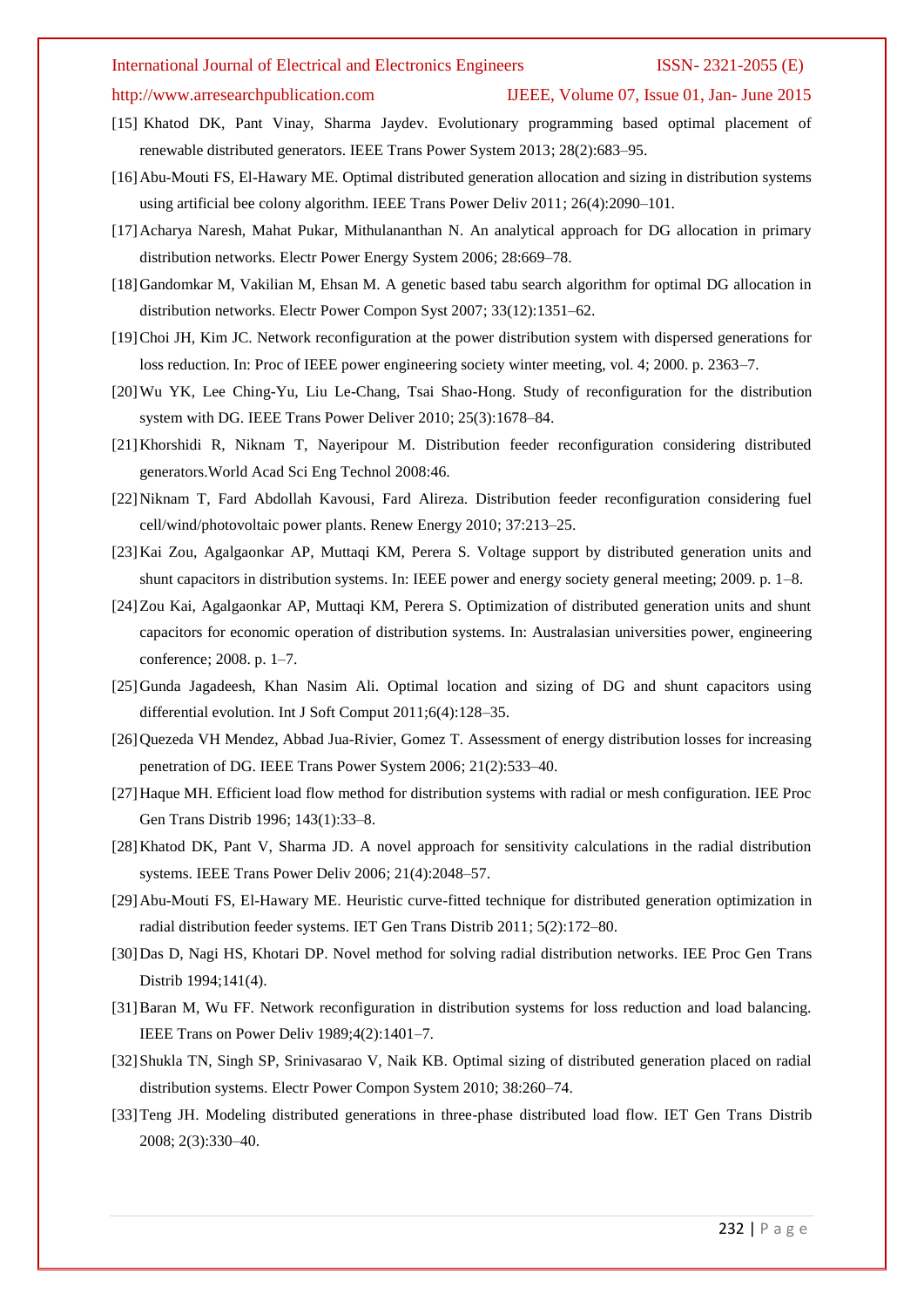[15] Khatod DK, Pant Vinay, Sharma Jaydev. Evolutionary programming based optimal placement of renewable distributed generators. IEEE Trans Power System 2013; 28(2):683–95.

[16] Abu-Mouti FS, El-Hawary ME. Optimal distributed generation allocation and sizing in distribution systems using artificial bee colony algorithm. IEEE Trans Power Deliv 2011; 26(4):2090–101.

[17] Acharya Naresh, Mahat Pukar, Mithulananthan N. An analytical approach for DG allocation in primary distribution networks. Electr Power Energy System 2006; 28:669–78.

[18] Gandomkar M, Vakilian M, Ehsan M. A genetic based tabu search algorithm for optimal DG allocation in distribution networks. Electr Power Compon Syst 2007; 33(12):1351–62.

[19] Choi JH, Kim JC. Network reconfiguration at the power distribution system with dispersed generations for loss reduction. In: Proc of IEEE power engineering society winter meeting, vol. 4; 2000. p. 2363–7.

[20] Wu YK, Lee Ching-Yu, Liu Le-Chang, Tsai Shao-Hong. Study of reconfiguration for the distribution system with DG. IEEE Trans Power Deliver 2010; 25(3):1678–84.

[21] Khorshidi R, Niknam T, Nayeripour M. Distribution feeder reconfiguration considering distributed generators.World Acad Sci Eng Technol 2008:46.

[22] Niknam T, Fard Abdollah Kavousi, Fard Alireza. Distribution feeder reconfiguration considering fuel cell/wind/photovoltaic power plants. Renew Energy 2010; 37:213–25.

[23] Kai Zou, Agalgaonkar AP, Muttaqi KM, Perera S. Voltage support by distributed generation units and shunt capacitors in distribution systems. In: IEEE power and energy society general meeting; 2009. p. 1–8.

[24] Zou Kai, Agalgaonkar AP, Muttaqi KM, Perera S. Optimization of distributed generation units and shunt capacitors for economic operation of distribution systems. In: Australasian universities power, engineering conference; 2008. p. 1–7.

[25] Gunda Jagadeesh, Khan Nasim Ali. Optimal location and sizing of DG and shunt capacitors using differential evolution. Int J Soft Comput 2011;6(4):128–35.

[26] Quezeda VH Mendez, Abbad Jua-Rivier, Gomez T. Assessment of energy distribution losses for increasing penetration of DG. IEEE Trans Power System 2006; 21(2):533–40.

[27] Haque MH. Efficient load flow method for distribution systems with radial or mesh configuration. IEE Proc Gen Trans Distrib 1996; 143(1):33–8.

[28] Khatod DK, Pant V, Sharma JD. A novel approach for sensitivity calculations in the radial distribution systems. IEEE Trans Power Deliv 2006; 21(4):2048–57.

[29] Abu-Mouti FS, El-Hawary ME. Heuristic curve-fitted technique for distributed generation optimization in radial distribution feeder systems. IET Gen Trans Distrib 2011; 5(2):172–80.

[30] Das D, Nagi HS, Khotari DP. Novel method for solving radial distribution networks. IEE Proc Gen Trans Distrib 1994;141(4).

[31] Baran M, Wu FF. Network reconfiguration in distribution systems for loss reduction and load balancing. IEEE Trans on Power Deliv 1989;4(2):1401–7.

[32] Shukla TN, Singh SP, Srinivasarao V, Naik KB. Optimal sizing of distributed generation placed on radial distribution systems. Electr Power Compon System 2010; 38:260–74.

[33] Teng JH. Modeling distributed generations in three-phase distributed load flow. IET Gen Trans Distrib 2008; 2(3):330–40.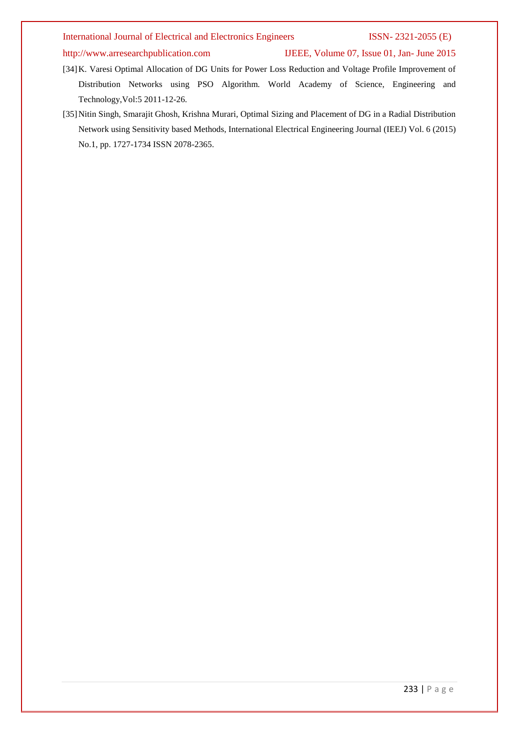[34] K. Varesi Optimal Allocation of DG Units for Power Loss Reduction and Voltage Profile Improvement of Distribution Networks using PSO Algorithm. World Academy of Science, Engineering and Technology,Vol:5 2011-12-26.

[35] Nitin Singh, Smarajit Ghosh, Krishna Murari, Optimal Sizing and Placement of DG in a Radial Distribution Network using Sensitivity based Methods, International Electrical Engineering Journal (IEEJ) Vol. 6 (2015) No.1, pp. 1727-1734 ISSN 2078-2365.